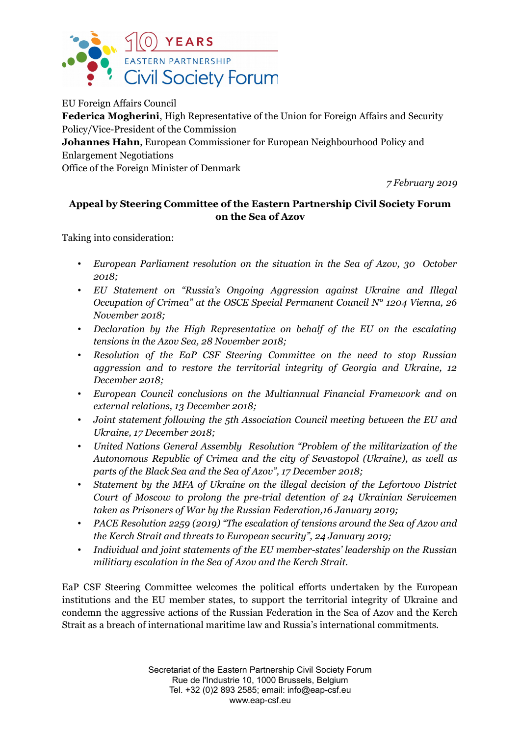EU Foreign Affairs Council
**Federica Mogherini**, High Representative of the Union for Foreign Affairs and Security Policy/Vice-President of the Commission
**Johannes Hahn**, European Commissioner for European Neighbourhood Policy and Enlargement Negotiations
Office of the Foreign Minister of Denmark

*7 February 2019*

**Appeal by Steering Committee of the Eastern Partnership Civil Society Forum on the Sea of Azov**

Taking into consideration:

- *European Parliament resolution on the situation in the Sea of Azov, 30 October 2018;*
- *EU Statement on "Russia's Ongoing Aggression against Ukraine and Illegal Occupation of Crimea" at the OSCE Special Permanent Council N° 1204 Vienna, 26 November 2018;*
- *Declaration by the High Representative on behalf of the EU on the escalating tensions in the Azov Sea, 28 November 2018;*
- *Resolution of the EaP CSF Steering Committee on the need to stop Russian aggression and to restore the territorial integrity of Georgia and Ukraine, 12 December 2018;*
- *European Council conclusions on the Multiannual Financial Framework and on external relations, 13 December 2018;*
- *Joint statement following the 5th Association Council meeting between the EU and Ukraine, 17 December 2018;*
- *United Nations General Assembly Resolution "Problem of the militarization of the Autonomous Republic of Crimea and the city of Sevastopol (Ukraine), as well as parts of the Black Sea and the Sea of Azov", 17 December 2018;*
- *Statement by the MFA of Ukraine on the illegal decision of the Lefortovo District Court of Moscow to prolong the pre-trial detention of 24 Ukrainian Servicemen taken as Prisoners of War by the Russian Federation,16 January 2019;*
- *PACE Resolution 2259 (2019) "The escalation of tensions around the Sea of Azov and the Kerch Strait and threats to European security", 24 January 2019;*
- *Individual and joint statements of the EU member-states' leadership on the Russian militiary escalation in the Sea of Azov and the Kerch Strait.*

EaP CSF Steering Committee welcomes the political efforts undertaken by the European institutions and the EU member states, to support the territorial integrity of Ukraine and condemn the aggressive actions of the Russian Federation in the Sea of Azov and the Kerch Strait as a breach of international maritime law and Russia's international commitments.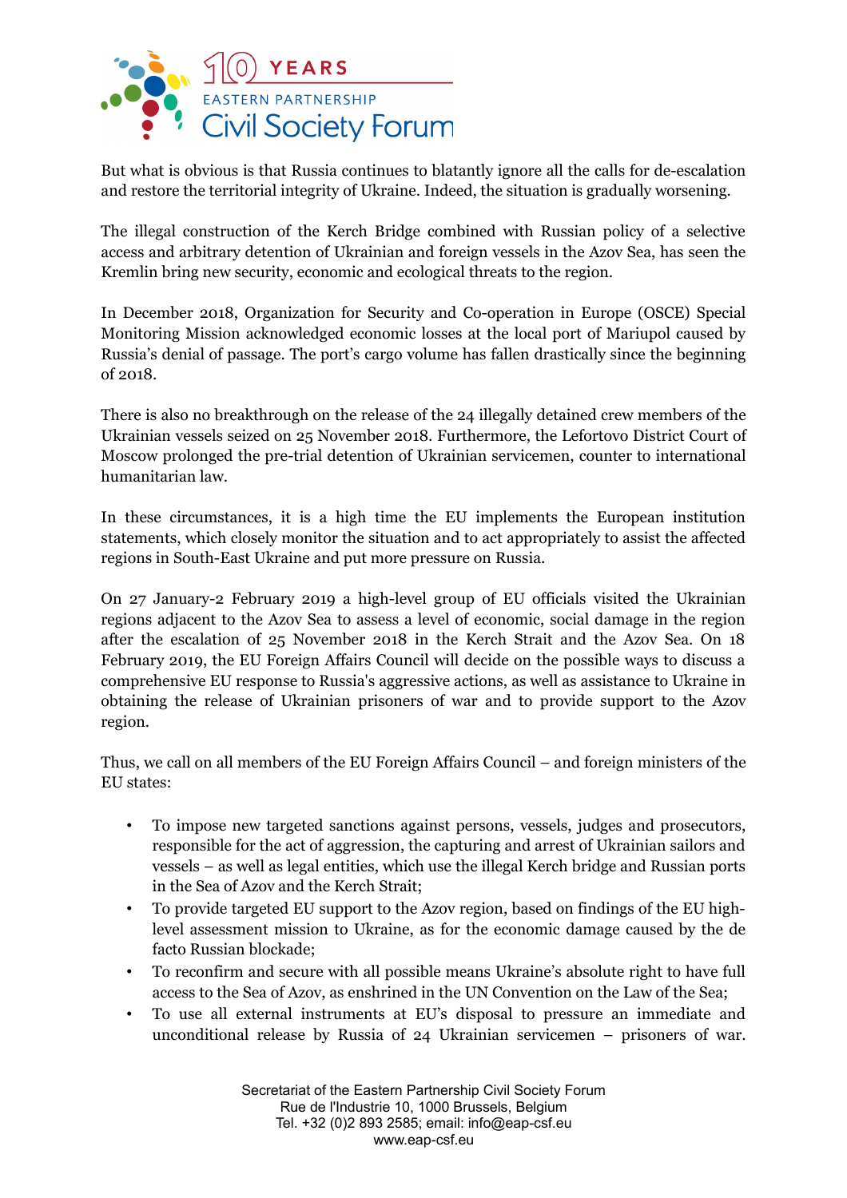But what is obvious is that Russia continues to blatantly ignore all the calls for de-escalation and restore the territorial integrity of Ukraine. Indeed, the situation is gradually worsening.

The illegal construction of the Kerch Bridge combined with Russian policy of a selective access and arbitrary detention of Ukrainian and foreign vessels in the Azov Sea, has seen the Kremlin bring new security, economic and ecological threats to the region.

In December 2018, Organization for Security and Co-operation in Europe (OSCE) Special Monitoring Mission acknowledged economic losses at the local port of Mariupol caused by Russia's denial of passage. The port's cargo volume has fallen drastically since the beginning of 2018.

There is also no breakthrough on the release of the 24 illegally detained crew members of the Ukrainian vessels seized on 25 November 2018. Furthermore, the Lefortovo District Court of Moscow prolonged the pre-trial detention of Ukrainian servicemen, counter to international humanitarian law.

In these circumstances, it is a high time the EU implements the European institution statements, which closely monitor the situation and to act appropriately to assist the affected regions in South-East Ukraine and put more pressure on Russia.

On 27 January-2 February 2019 a high-level group of EU officials visited the Ukrainian regions adjacent to the Azov Sea to assess a level of economic, social damage in the region after the escalation of 25 November 2018 in the Kerch Strait and the Azov Sea. On 18 February 2019, the EU Foreign Affairs Council will decide on the possible ways to discuss a comprehensive EU response to Russia's aggressive actions, as well as assistance to Ukraine in obtaining the release of Ukrainian prisoners of war and to provide support to the Azov region.

Thus, we call on all members of the EU Foreign Affairs Council – and foreign ministers of the EU states:

- To impose new targeted sanctions against persons, vessels, judges and prosecutors, responsible for the act of aggression, the capturing and arrest of Ukrainian sailors and vessels – as well as legal entities, which use the illegal Kerch bridge and Russian ports in the Sea of Azov and the Kerch Strait;
- To provide targeted EU support to the Azov region, based on findings of the EU high-level assessment mission to Ukraine, as for the economic damage caused by the de facto Russian blockade;
- To reconfirm and secure with all possible means Ukraine's absolute right to have full access to the Sea of Azov, as enshrined in the UN Convention on the Law of the Sea;
- To use all external instruments at EU's disposal to pressure an immediate and unconditional release by Russia of 24 Ukrainian servicemen – prisoners of war.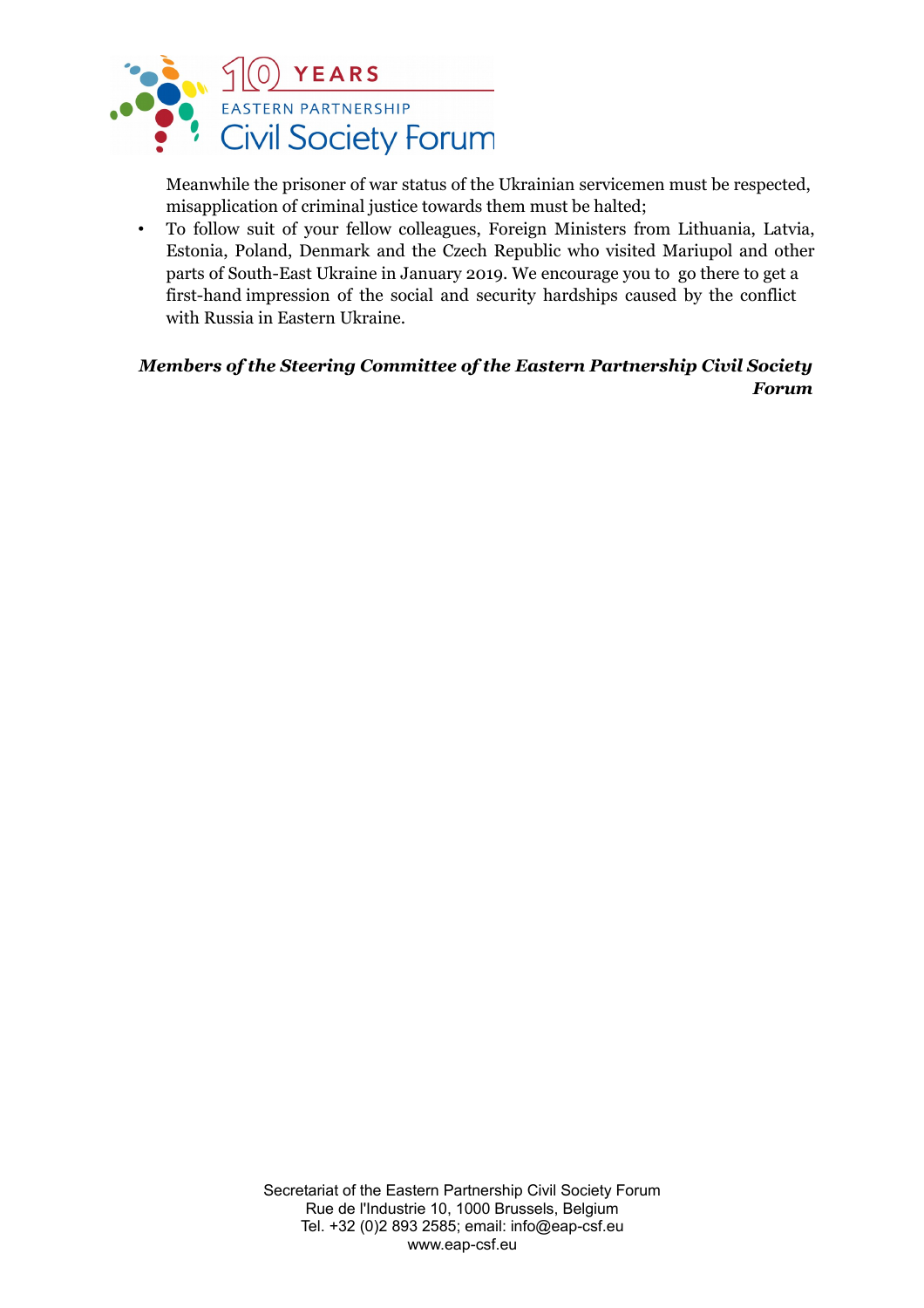Meanwhile the prisoner of war status of the Ukrainian servicemen must be respected, misapplication of criminal justice towards them must be halted;

- To follow suit of your fellow colleagues, Foreign Ministers from Lithuania, Latvia, Estonia, Poland, Denmark and the Czech Republic who visited Mariupol and other parts of South-East Ukraine in January 2019. We encourage you to go there to get a first-hand impression of the social and security hardships caused by the conflict with Russia in Eastern Ukraine.

***Members of the Steering Committee of the Eastern Partnership Civil Society Forum***

Secretariat of the Eastern Partnership Civil Society Forum
Rue de l'Industrie 10, 1000 Brussels, Belgium
Tel. +32 (0)2 893 2585; email: info@eap-csf.eu
www.eap-csf.eu